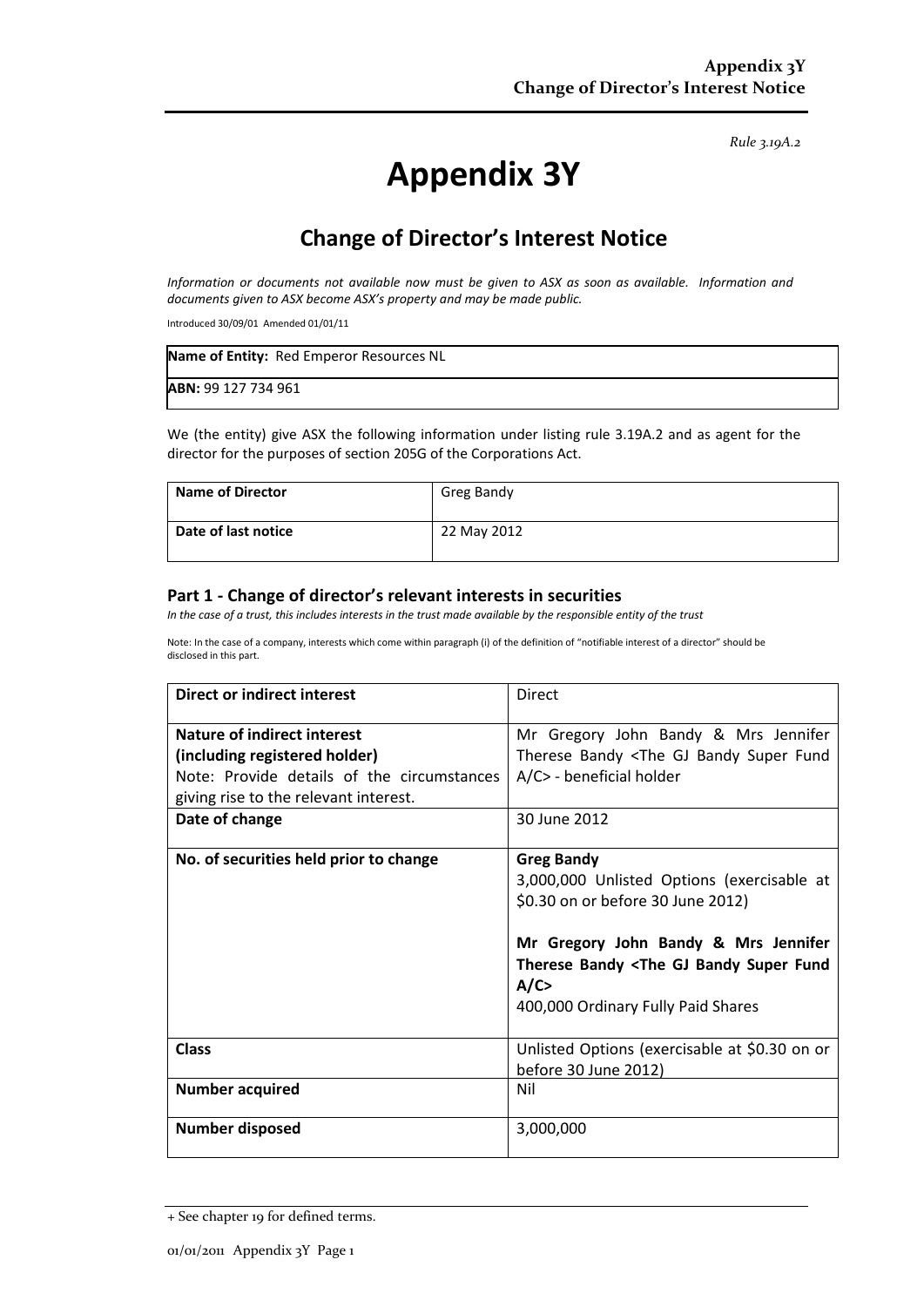*Rule 3.19A.2*

# Appendix 3Y

## Change of Director's Interest Notice

*Information or documents not available now must be given to ASX as soon as available. Information and documents given to ASX become ASX's property and may be made public.*

Introduced 30/09/01 Amended 01/01/11

| **Name of Entity:** Red Emperor Resources NL |
|---|
| **ABN:** 99 127 734 961 |

We (the entity) give ASX the following information under listing rule 3.19A.2 and as agent for the director for the purposes of section 205G of the Corporations Act.

| **Name of Director** | Greg Bandy |
|---|---|
| **Date of last notice** | 22 May 2012 |

### Part 1 - Change of director's relevant interests in securities

*In the case of a trust, this includes interests in the trust made available by the responsible entity of the trust*

Note: In the case of a company, interests which come within paragraph (i) of the definition of "notifiable interest of a director" should be disclosed in this part.

| **Direct or indirect interest** | Direct |
|---|---|
| **Nature of indirect interest (including registered holder)**<br>Note: Provide details of the circumstances giving rise to the relevant interest. | Mr Gregory John Bandy & Mrs Jennifer Therese Bandy <The GJ Bandy Super Fund A/C> - beneficial holder |
| **Date of change** | 30 June 2012 |
| **No. of securities held prior to change** | **Greg Bandy**<br>3,000,000 Unlisted Options (exercisable at $0.30 on or before 30 June 2012)<br><br>**Mr Gregory John Bandy & Mrs Jennifer Therese Bandy <The GJ Bandy Super Fund A/C>**<br>400,000 Ordinary Fully Paid Shares |
| **Class** | Unlisted Options (exercisable at $0.30 on or before 30 June 2012) |
| **Number acquired** | Nil |
| **Number disposed** | 3,000,000 |

+ See chapter 19 for defined terms.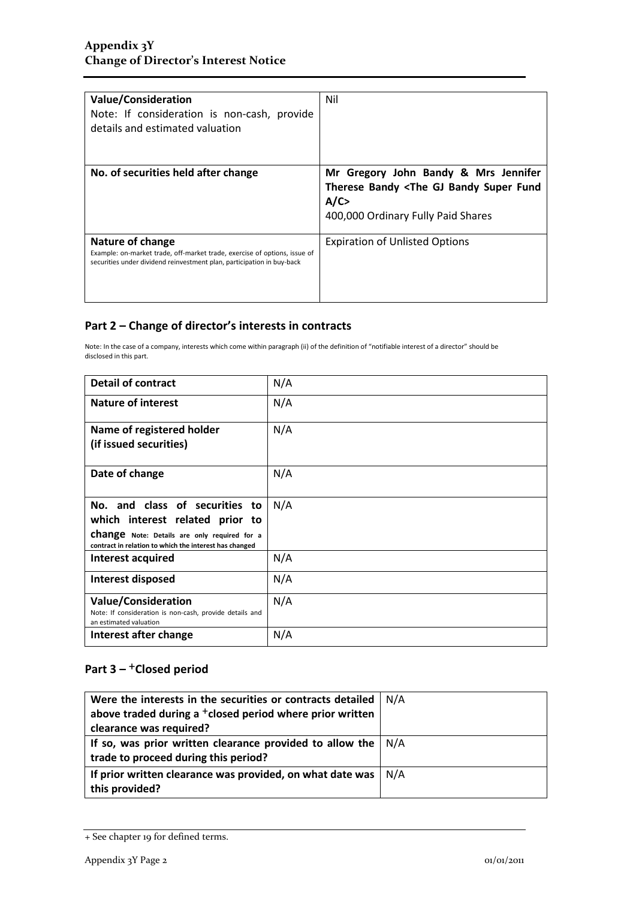| **Value/Consideration**<br>Note: If consideration is non-cash, provide details and estimated valuation | Nil |
|---|---|
| **No. of securities held after change** | **Mr Gregory John Bandy & Mrs Jennifer Therese Bandy <The GJ Bandy Super Fund A/C>**<br>400,000 Ordinary Fully Paid Shares |
| **Nature of change**<br>Example: on-market trade, off-market trade, exercise of options, issue of securities under dividend reinvestment plan, participation in buy-back | Expiration of Unlisted Options |

## Part 2 – Change of director's interests in contracts

Note: In the case of a company, interests which come within paragraph (ii) of the definition of "notifiable interest of a director" should be disclosed in this part.

| **Detail of contract** | N/A |
|---|---|
| **Nature of interest** | N/A |
| **Name of registered holder (if issued securities)** | N/A |
| **Date of change** | N/A |
| **No. and class of securities to which interest related prior to change** Note: Details are only required for a contract in relation to which the interest has changed | N/A |
| **Interest acquired** | N/A |
| **Interest disposed** | N/A |
| **Value/Consideration**<br>Note: If consideration is non-cash, provide details and an estimated valuation | N/A |
| **Interest after change** | N/A |

## Part 3 – +Closed period

| **Were the interests in the securities or contracts detailed above traded during a +closed period where prior written clearance was required?** | N/A |
|---|---|
| **If so, was prior written clearance provided to allow the trade to proceed during this period?** | N/A |
| **If prior written clearance was provided, on what date was this provided?** | N/A |

+ See chapter 19 for defined terms.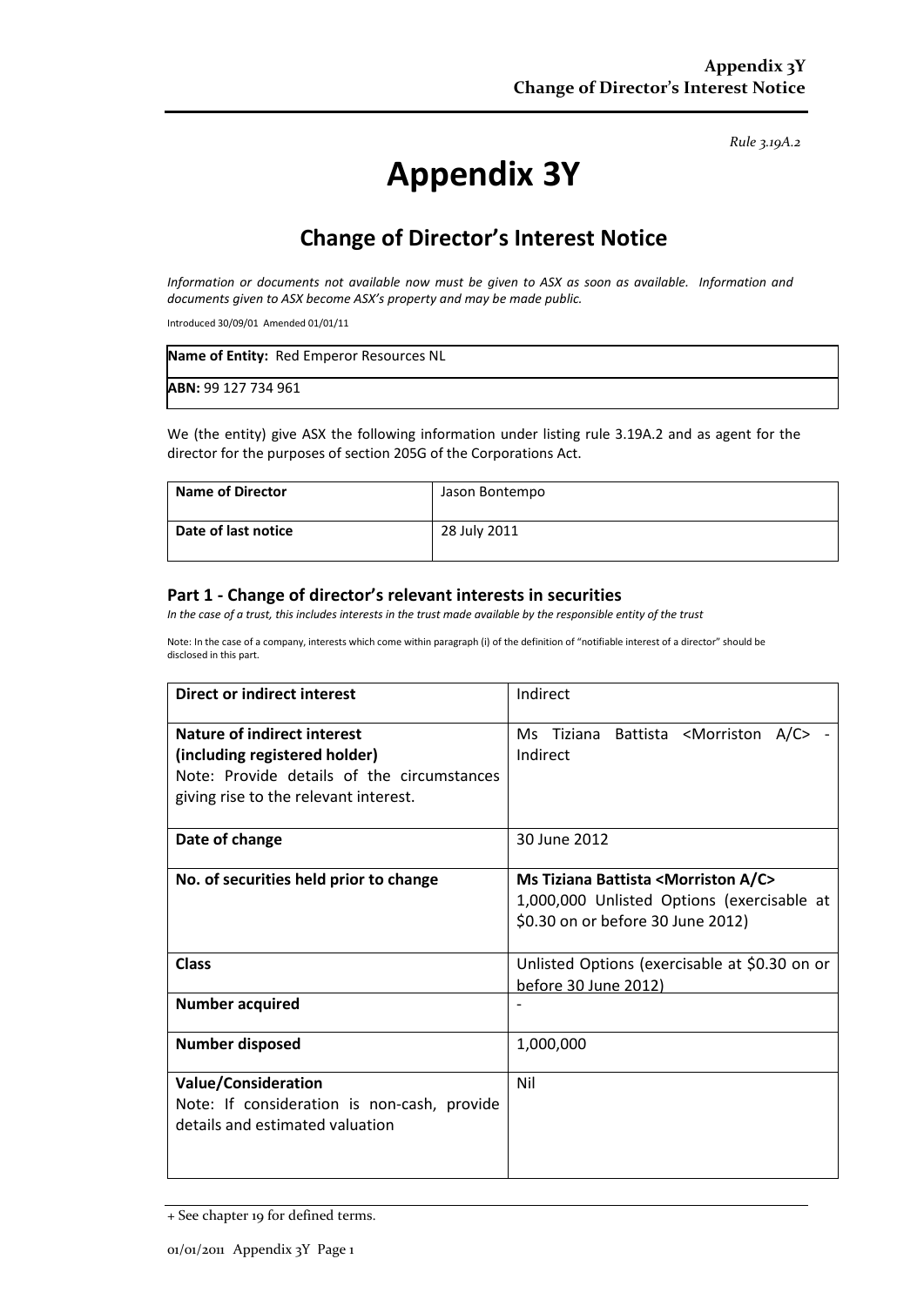*Rule 3.19A.2*

# Appendix 3Y

## Change of Director's Interest Notice

*Information or documents not available now must be given to ASX as soon as available. Information and documents given to ASX become ASX's property and may be made public.*

Introduced 30/09/01 Amended 01/01/11

| **Name of Entity:** Red Emperor Resources NL |
|---|
| **ABN:** 99 127 734 961 |

We (the entity) give ASX the following information under listing rule 3.19A.2 and as agent for the director for the purposes of section 205G of the Corporations Act.

| **Name of Director** | Jason Bontempo |
|---|---|
| **Date of last notice** | 28 July 2011 |

### Part 1 - Change of director's relevant interests in securities

*In the case of a trust, this includes interests in the trust made available by the responsible entity of the trust*

Note: In the case of a company, interests which come within paragraph (i) of the definition of "notifiable interest of a director" should be disclosed in this part.

| **Direct or indirect interest** | Indirect |
|---|---|
| **Nature of indirect interest (including registered holder)** Note: Provide details of the circumstances giving rise to the relevant interest. | Ms Tiziana Battista <Morriston A/C> - Indirect |
| **Date of change** | 30 June 2012 |
| **No. of securities held prior to change** | **Ms Tiziana Battista <Morriston A/C>** 1,000,000 Unlisted Options (exercisable at \$0.30 on or before 30 June 2012) |
| **Class** | Unlisted Options (exercisable at \$0.30 on or before 30 June 2012) |
| **Number acquired** | - |
| **Number disposed** | 1,000,000 |
| **Value/Consideration** Note: If consideration is non-cash, provide details and estimated valuation | Nil |

+ See chapter 19 for defined terms.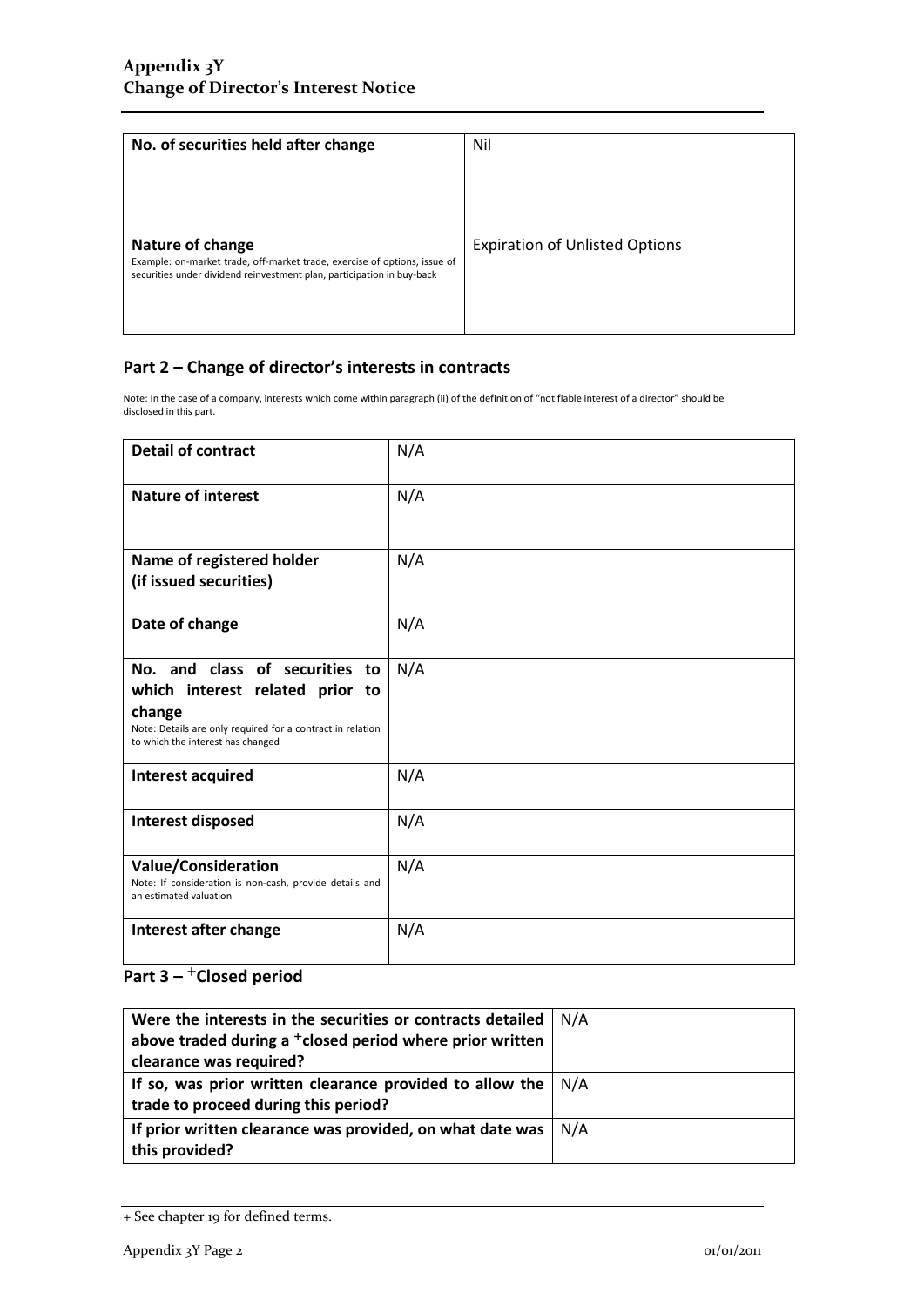| No. of securities held after change | Nil |
|---|---|
| **Nature of change**<br>Example: on-market trade, off-market trade, exercise of options, issue of securities under dividend reinvestment plan, participation in buy-back | Expiration of Unlisted Options |

## Part 2 – Change of director's interests in contracts

Note: In the case of a company, interests which come within paragraph (ii) of the definition of "notifiable interest of a director" should be disclosed in this part.

| Detail of contract | N/A |
|---|---|
| **Nature of interest** | N/A |
| **Name of registered holder (if issued securities)** | N/A |
| **Date of change** | N/A |
| **No. and class of securities to which interest related prior to change**<br>Note: Details are only required for a contract in relation to which the interest has changed | N/A |
| **Interest acquired** | N/A |
| **Interest disposed** | N/A |
| **Value/Consideration**<br>Note: If consideration is non-cash, provide details and an estimated valuation | N/A |
| **Interest after change** | N/A |

## Part 3 – +Closed period

| Were the interests in the securities or contracts detailed above traded during a +closed period where prior written clearance was required? | N/A |
|---|---|
| **If so, was prior written clearance provided to allow the trade to proceed during this period?** | N/A |
| **If prior written clearance was provided, on what date was this provided?** | N/A |

+ See chapter 19 for defined terms.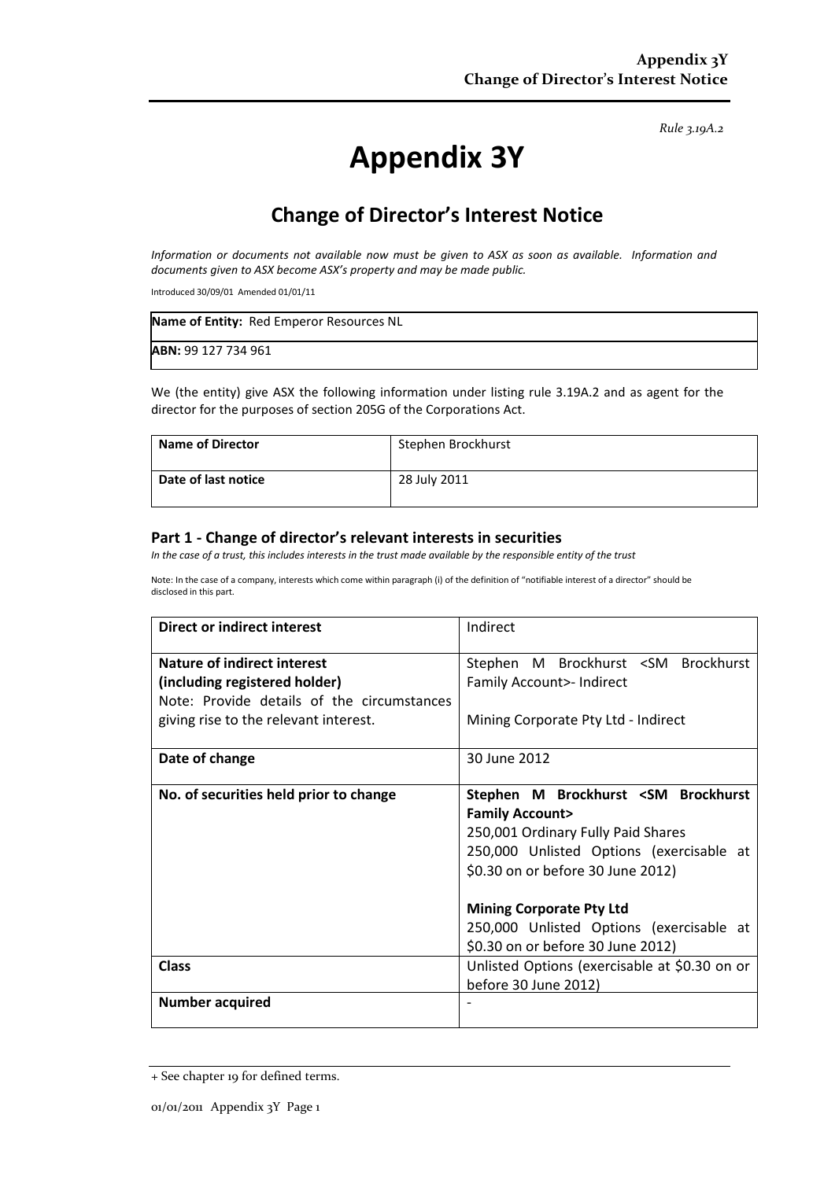*Rule 3.19A.2*

# Appendix 3Y

## Change of Director's Interest Notice

*Information or documents not available now must be given to ASX as soon as available. Information and documents given to ASX become ASX's property and may be made public.*

Introduced 30/09/01 Amended 01/01/11

| **Name of Entity:** Red Emperor Resources NL |
|---|
| **ABN:** 99 127 734 961 |

We (the entity) give ASX the following information under listing rule 3.19A.2 and as agent for the director for the purposes of section 205G of the Corporations Act.

| **Name of Director** | Stephen Brockhurst |
|---|---|
| **Date of last notice** | 28 July 2011 |

### Part 1 - Change of director's relevant interests in securities

*In the case of a trust, this includes interests in the trust made available by the responsible entity of the trust*

Note: In the case of a company, interests which come within paragraph (i) of the definition of "notifiable interest of a director" should be disclosed in this part.

| **Direct or indirect interest** | Indirect |
|---|---|
| **Nature of indirect interest (including registered holder)** Note: Provide details of the circumstances giving rise to the relevant interest. | Stephen M Brockhurst <SM Brockhurst Family Account>- Indirect<br><br>Mining Corporate Pty Ltd - Indirect |
| **Date of change** | 30 June 2012 |
| **No. of securities held prior to change** | **Stephen M Brockhurst <SM Brockhurst Family Account>**<br>250,001 Ordinary Fully Paid Shares<br>250,000 Unlisted Options (exercisable at \$0.30 on or before 30 June 2012)<br><br>**Mining Corporate Pty Ltd**<br>250,000 Unlisted Options (exercisable at \$0.30 on or before 30 June 2012) |
| **Class** | Unlisted Options (exercisable at \$0.30 on or before 30 June 2012) |
| **Number acquired** | - |

+ See chapter 19 for defined terms.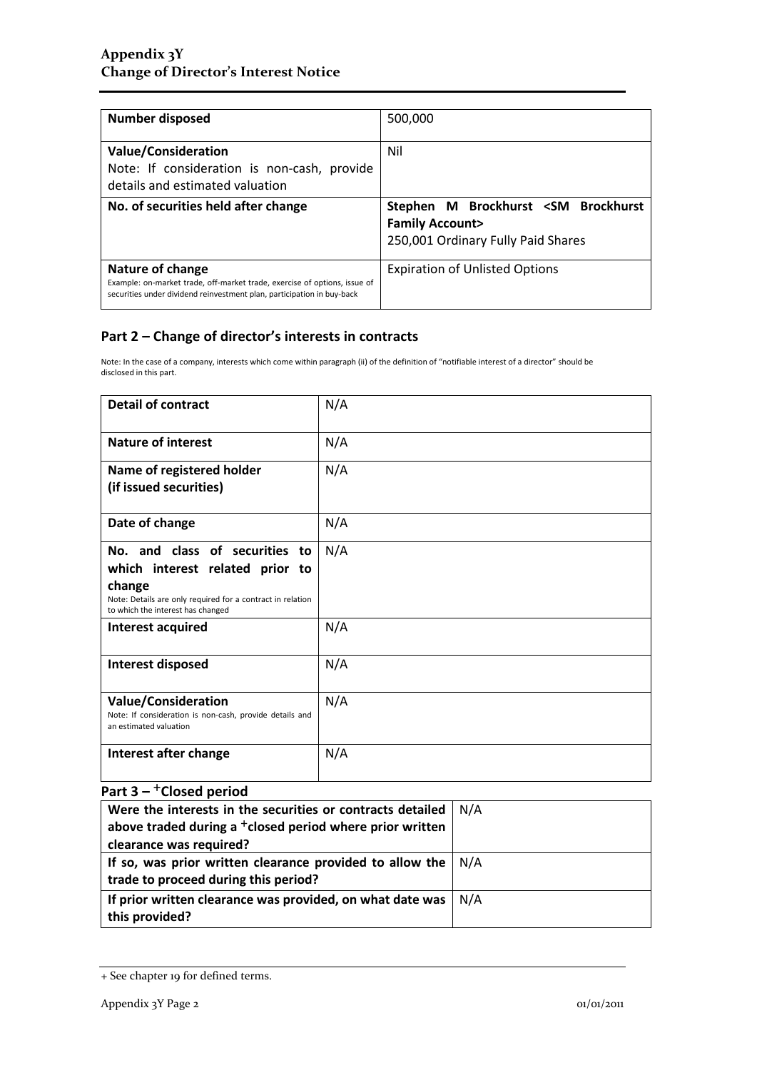| | |
|---|---|
| **Number disposed** | 500,000 |
| **Value/Consideration**<br>Note: If consideration is non-cash, provide details and estimated valuation | Nil |
| **No. of securities held after change** | **Stephen M Brockhurst <SM Brockhurst Family Account>**<br>250,001 Ordinary Fully Paid Shares |
| **Nature of change**<br>Example: on-market trade, off-market trade, exercise of options, issue of securities under dividend reinvestment plan, participation in buy-back | Expiration of Unlisted Options |

## Part 2 – Change of director's interests in contracts

Note: In the case of a company, interests which come within paragraph (ii) of the definition of "notifiable interest of a director" should be disclosed in this part.

| | |
|---|---|
| **Detail of contract** | N/A |
| **Nature of interest** | N/A |
| **Name of registered holder (if issued securities)** | N/A |
| **Date of change** | N/A |
| **No. and class of securities to which interest related prior to change**<br>Note: Details are only required for a contract in relation to which the interest has changed | N/A |
| **Interest acquired** | N/A |
| **Interest disposed** | N/A |
| **Value/Consideration**<br>Note: If consideration is non-cash, provide details and an estimated valuation | N/A |
| **Interest after change** | N/A |

## Part 3 – +Closed period

| | |
|---|---|
| **Were the interests in the securities or contracts detailed above traded during a +closed period where prior written clearance was required?** | N/A |
| **If so, was prior written clearance provided to allow the trade to proceed during this period?** | N/A |
| **If prior written clearance was provided, on what date was this provided?** | N/A |

+ See chapter 19 for defined terms.